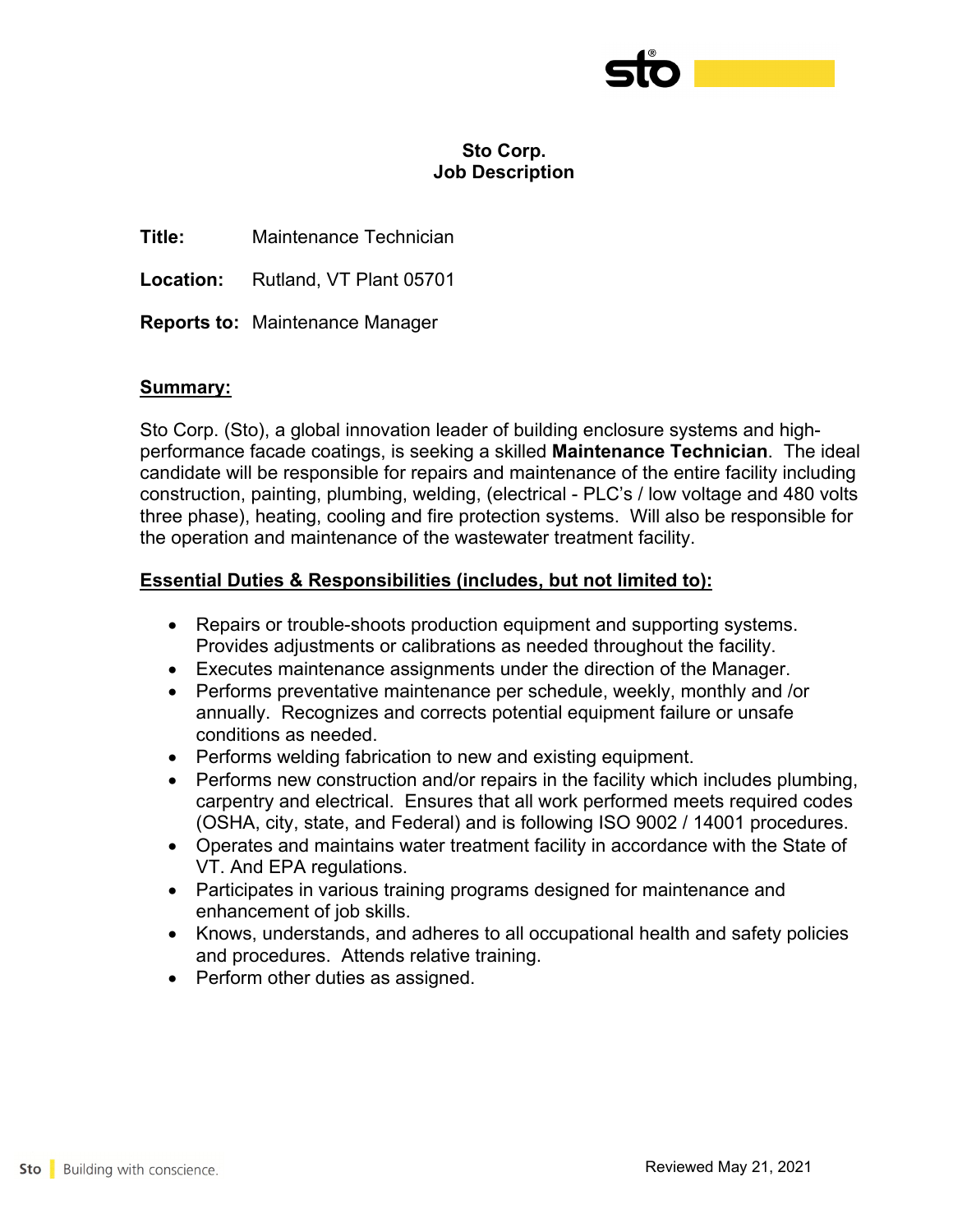# Sto Corp.
# Job Description

**Title:** Maintenance Technician

**Location:** Rutland, VT Plant 05701

**Reports to:** Maintenance Manager

## Summary:

Sto Corp. (Sto), a global innovation leader of building enclosure systems and high-performance facade coatings, is seeking a skilled **Maintenance Technician**. The ideal candidate will be responsible for repairs and maintenance of the entire facility including construction, painting, plumbing, welding, (electrical - PLC's / low voltage and 480 volts three phase), heating, cooling and fire protection systems. Will also be responsible for the operation and maintenance of the wastewater treatment facility.

## Essential Duties & Responsibilities (includes, but not limited to):

- Repairs or trouble-shoots production equipment and supporting systems. Provides adjustments or calibrations as needed throughout the facility.
- Executes maintenance assignments under the direction of the Manager.
- Performs preventative maintenance per schedule, weekly, monthly and /or annually. Recognizes and corrects potential equipment failure or unsafe conditions as needed.
- Performs welding fabrication to new and existing equipment.
- Performs new construction and/or repairs in the facility which includes plumbing, carpentry and electrical. Ensures that all work performed meets required codes (OSHA, city, state, and Federal) and is following ISO 9002 / 14001 procedures.
- Operates and maintains water treatment facility in accordance with the State of VT. And EPA regulations.
- Participates in various training programs designed for maintenance and enhancement of job skills.
- Knows, understands, and adheres to all occupational health and safety policies and procedures. Attends relative training.
- Perform other duties as assigned.

Reviewed May 21, 2021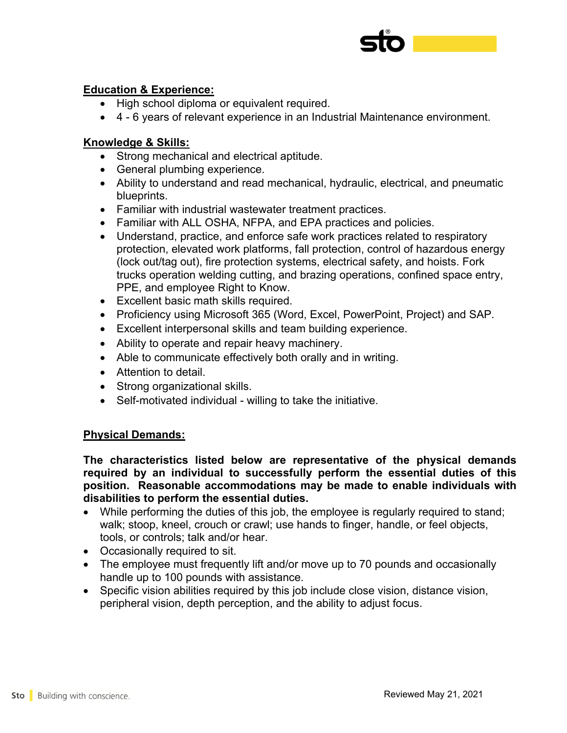**Education & Experience:**

- High school diploma or equivalent required.
- 4 - 6 years of relevant experience in an Industrial Maintenance environment.

**Knowledge & Skills:**

- Strong mechanical and electrical aptitude.
- General plumbing experience.
- Ability to understand and read mechanical, hydraulic, electrical, and pneumatic blueprints.
- Familiar with industrial wastewater treatment practices.
- Familiar with ALL OSHA, NFPA, and EPA practices and policies.
- Understand, practice, and enforce safe work practices related to respiratory protection, elevated work platforms, fall protection, control of hazardous energy (lock out/tag out), fire protection systems, electrical safety, and hoists. Fork trucks operation welding cutting, and brazing operations, confined space entry, PPE, and employee Right to Know.
- Excellent basic math skills required.
- Proficiency using Microsoft 365 (Word, Excel, PowerPoint, Project) and SAP.
- Excellent interpersonal skills and team building experience.
- Ability to operate and repair heavy machinery.
- Able to communicate effectively both orally and in writing.
- Attention to detail.
- Strong organizational skills.
- Self-motivated individual - willing to take the initiative.

**Physical Demands:**

**The characteristics listed below are representative of the physical demands required by an individual to successfully perform the essential duties of this position. Reasonable accommodations may be made to enable individuals with disabilities to perform the essential duties.**

- While performing the duties of this job, the employee is regularly required to stand; walk; stoop, kneel, crouch or crawl; use hands to finger, handle, or feel objects, tools, or controls; talk and/or hear.
- Occasionally required to sit.
- The employee must frequently lift and/or move up to 70 pounds and occasionally handle up to 100 pounds with assistance.
- Specific vision abilities required by this job include close vision, distance vision, peripheral vision, depth perception, and the ability to adjust focus.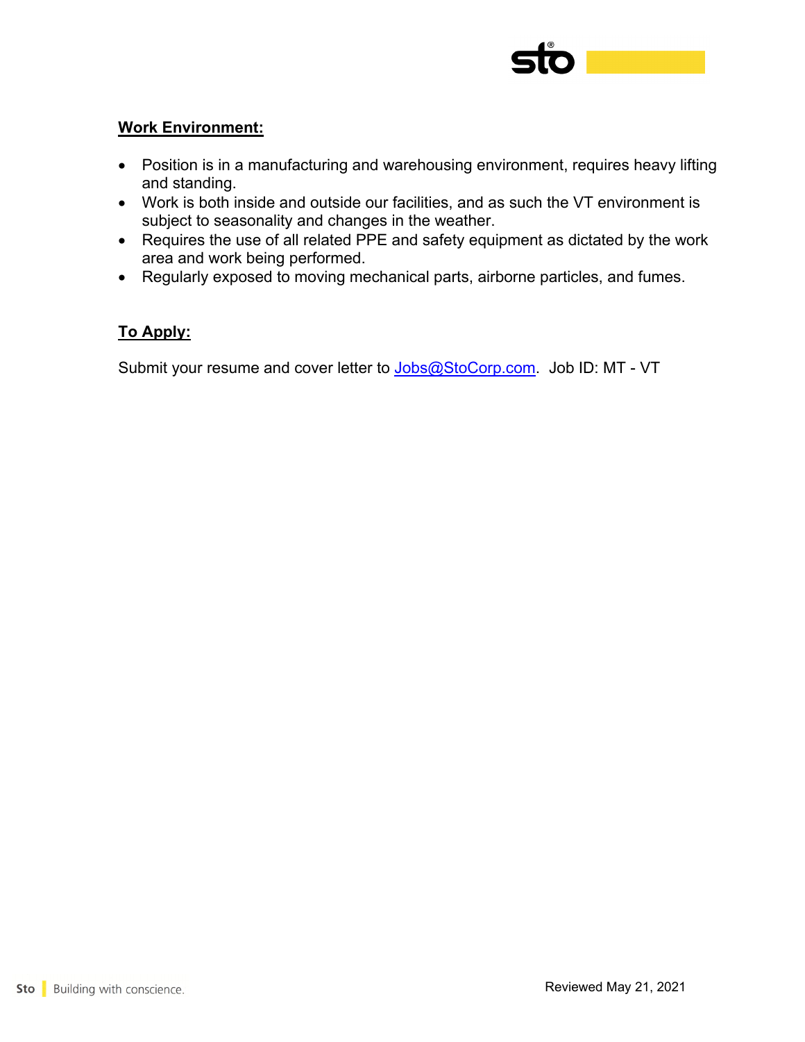## Work Environment:

- Position is in a manufacturing and warehousing environment, requires heavy lifting and standing.
- Work is both inside and outside our facilities, and as such the VT environment is subject to seasonality and changes in the weather.
- Requires the use of all related PPE and safety equipment as dictated by the work area and work being performed.
- Regularly exposed to moving mechanical parts, airborne particles, and fumes.

## To Apply:

Submit your resume and cover letter to Jobs@StoCorp.com. Job ID: MT - VT